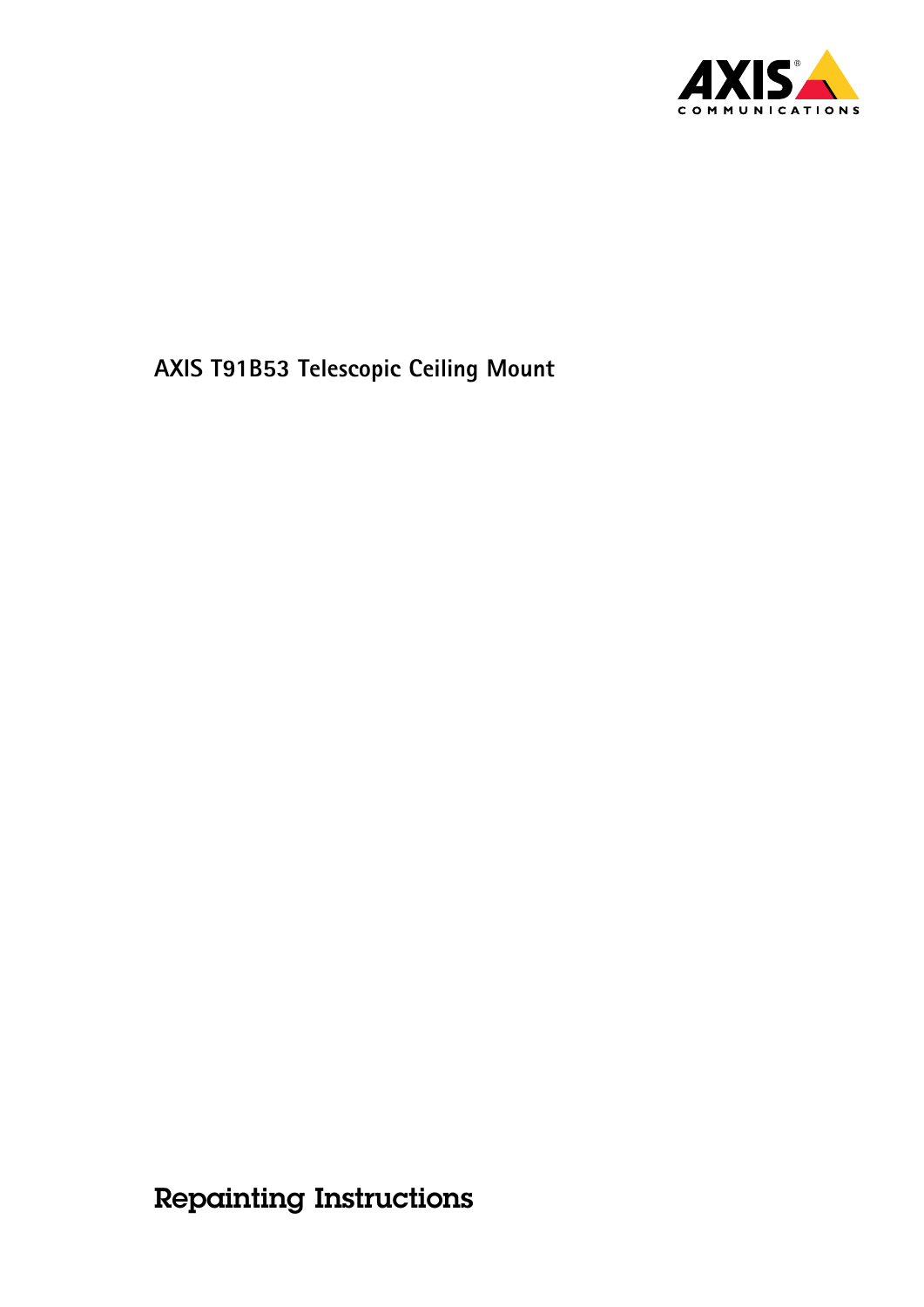AXIS T91B53 Telescopic Ceiling Mount

# Repainting Instructions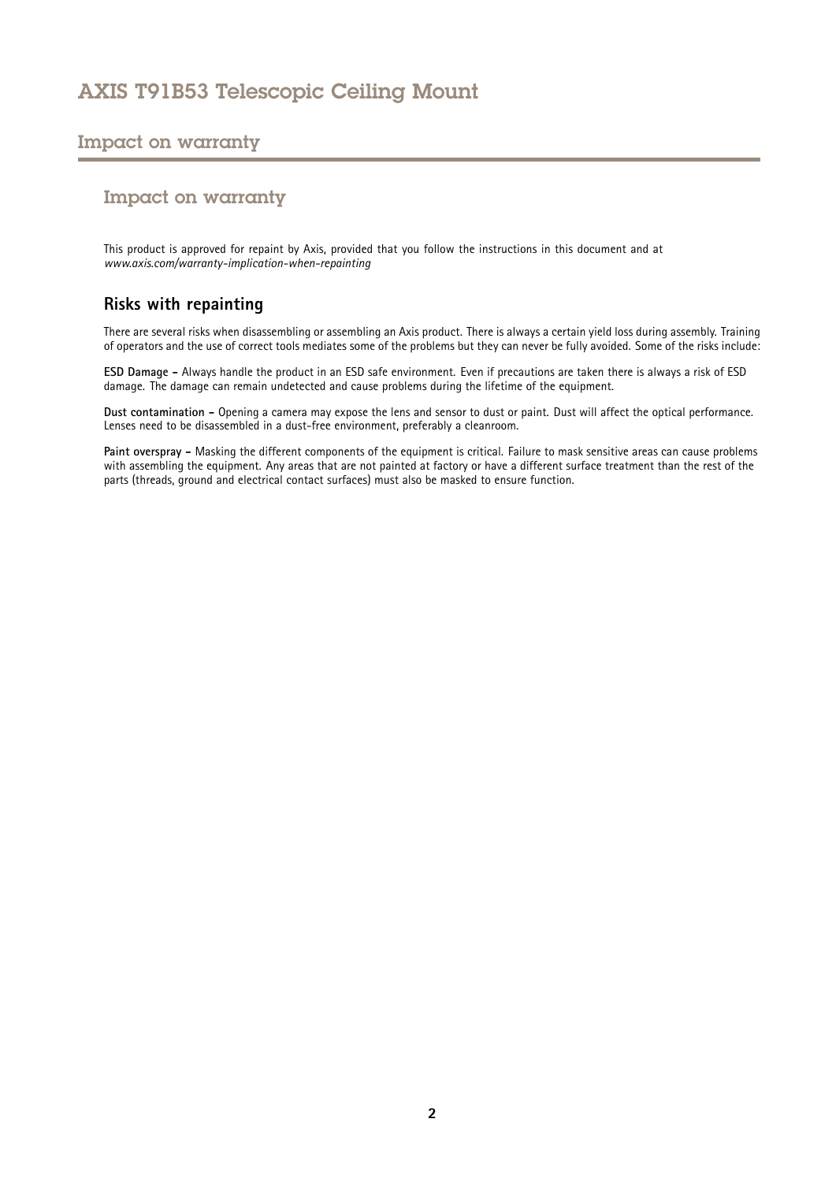## Impact on warranty

This product is approved for repaint by Axis, provided that you follow the instructions in this document and at *www.axis.com/warranty-implication-when-repainting*

### Risks with repainting

There are several risks when disassembling or assembling an Axis product. There is always a certain yield loss during assembly. Training of operators and the use of correct tools mediates some of the problems but they can never be fully avoided. Some of the risks include:

**ESD Damage –** Always handle the product in an ESD safe environment. Even if precautions are taken there is always a risk of ESD damage. The damage can remain undetected and cause problems during the lifetime of the equipment.

**Dust contamination –** Opening a camera may expose the lens and sensor to dust or paint. Dust will affect the optical performance. Lenses need to be disassembled in a dust-free environment, preferably a cleanroom.

**Paint overspray –** Masking the different components of the equipment is critical. Failure to mask sensitive areas can cause problems with assembling the equipment. Any areas that are not painted at factory or have a different surface treatment than the rest of the parts (threads, ground and electrical contact surfaces) must also be masked to ensure function.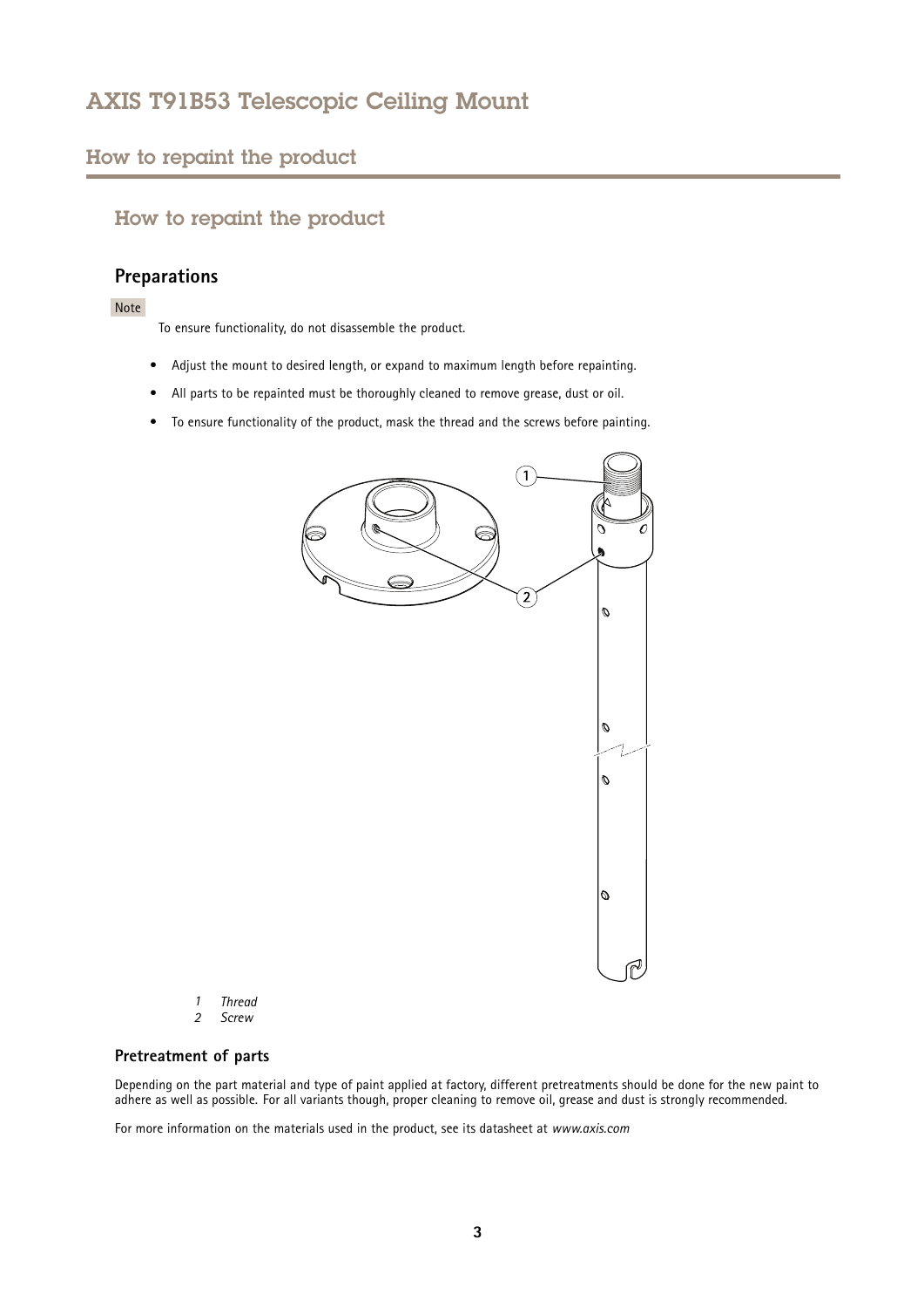## How to repaint the product

### Preparations

Note

To ensure functionality, do not disassemble the product.

- Adjust the mount to desired length, or expand to maximum length before repainting.
- All parts to be repainted must be thoroughly cleaned to remove grease, dust or oil.
- To ensure functionality of the product, mask the thread and the screws before painting.

*1 Thread*
*2 Screw*

#### Pretreatment of parts

Depending on the part material and type of paint applied at factory, different pretreatments should be done for the new paint to adhere as well as possible. For all variants though, proper cleaning to remove oil, grease and dust is strongly recommended.

For more information on the materials used in the product, see its datasheet at *www.axis.com*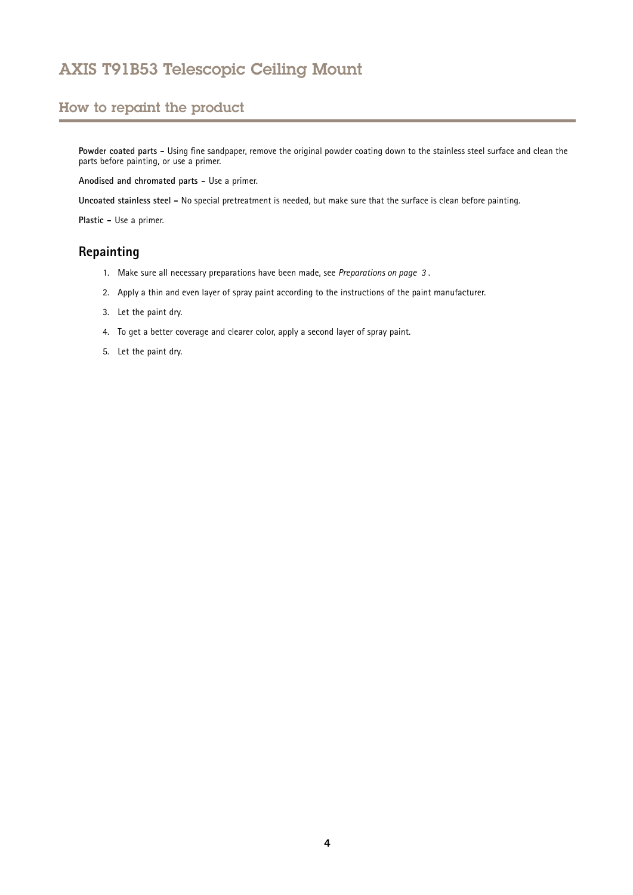## How to repaint the product

**Powder coated parts –** Using fine sandpaper, remove the original powder coating down to the stainless steel surface and clean the parts before painting, or use a primer.

**Anodised and chromated parts –** Use a primer.

**Uncoated stainless steel –** No special pretreatment is needed, but make sure that the surface is clean before painting.

**Plastic –** Use a primer.

### Repainting

1. Make sure all necessary preparations have been made, see *Preparations on page 3* .
2. Apply a thin and even layer of spray paint according to the instructions of the paint manufacturer.
3. Let the paint dry.
4. To get a better coverage and clearer color, apply a second layer of spray paint.
5. Let the paint dry.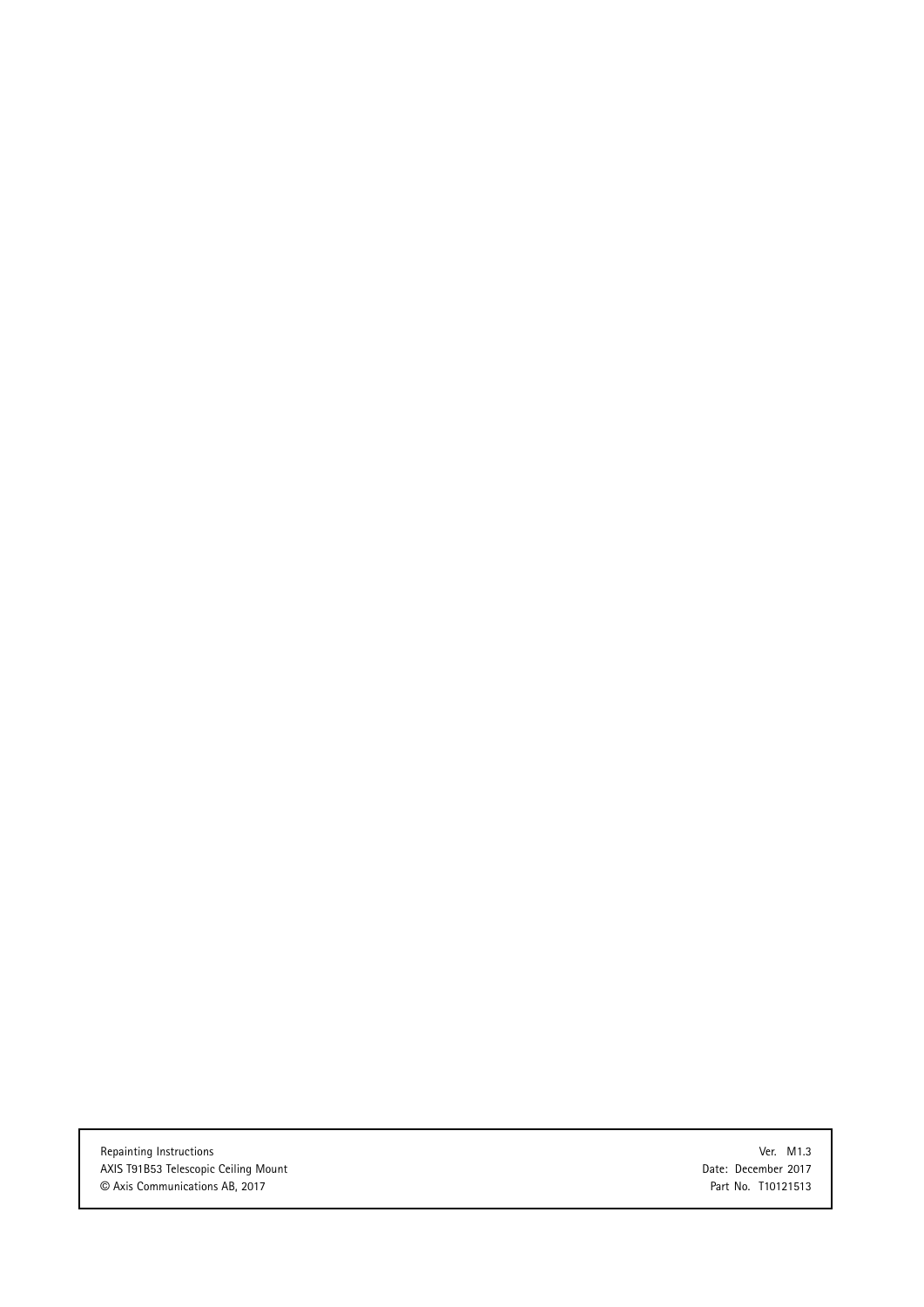Repainting Instructions
AXIS T91B53 Telescopic Ceiling Mount
© Axis Communications AB, 2017

Ver. M1.3
Date: December 2017
Part No. T10121513